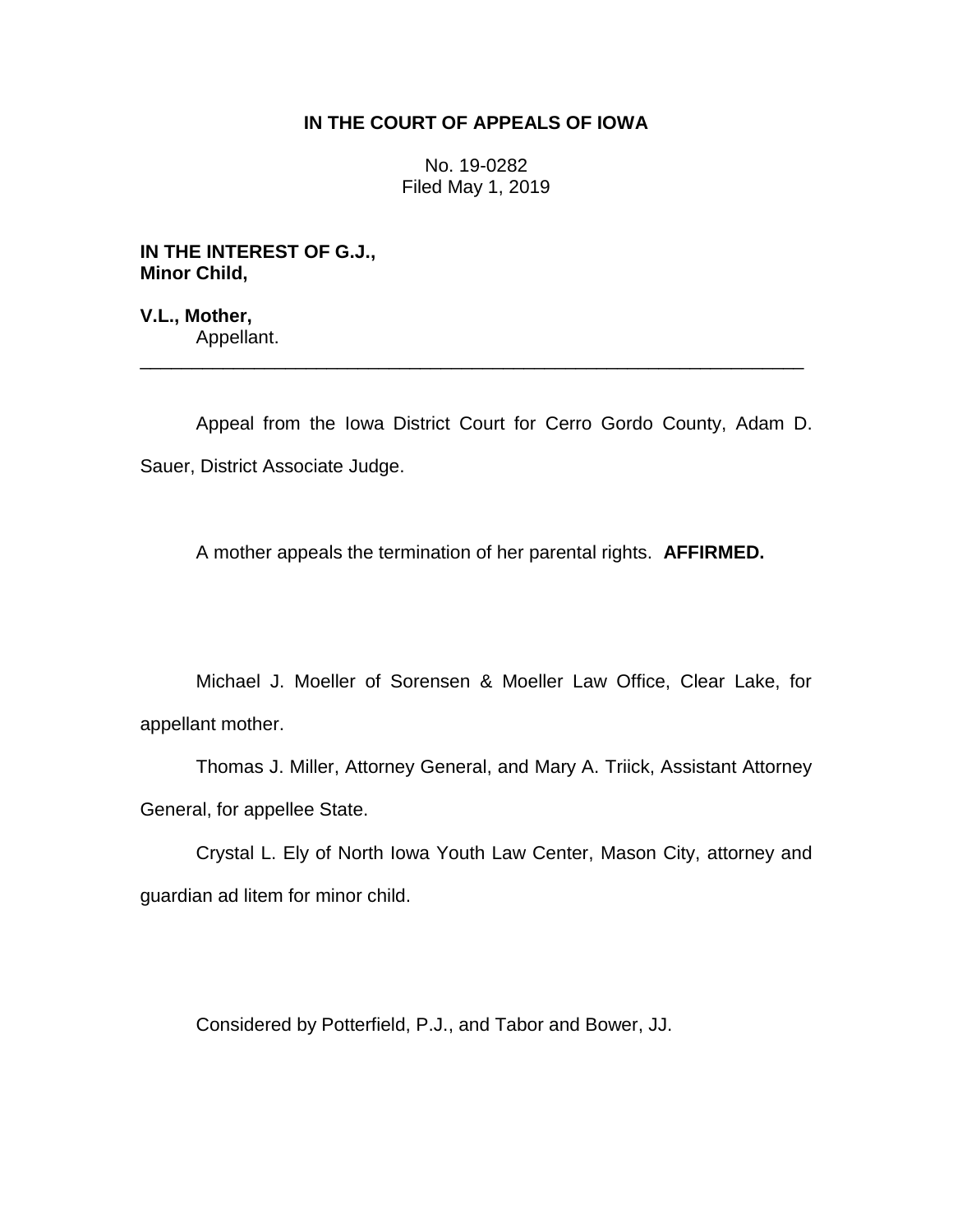**IN THE COURT OF APPEALS OF IOWA**

No. 19-0282
Filed May 1, 2019

**IN THE INTEREST OF G.J., Minor Child,**

**V.L., Mother,**
Appellant.

---

Appeal from the Iowa District Court for Cerro Gordo County, Adam D. Sauer, District Associate Judge.

A mother appeals the termination of her parental rights. **AFFIRMED.**

Michael J. Moeller of Sorensen & Moeller Law Office, Clear Lake, for appellant mother.

Thomas J. Miller, Attorney General, and Mary A. Triick, Assistant Attorney General, for appellee State.

Crystal L. Ely of North Iowa Youth Law Center, Mason City, attorney and guardian ad litem for minor child.

Considered by Potterfield, P.J., and Tabor and Bower, JJ.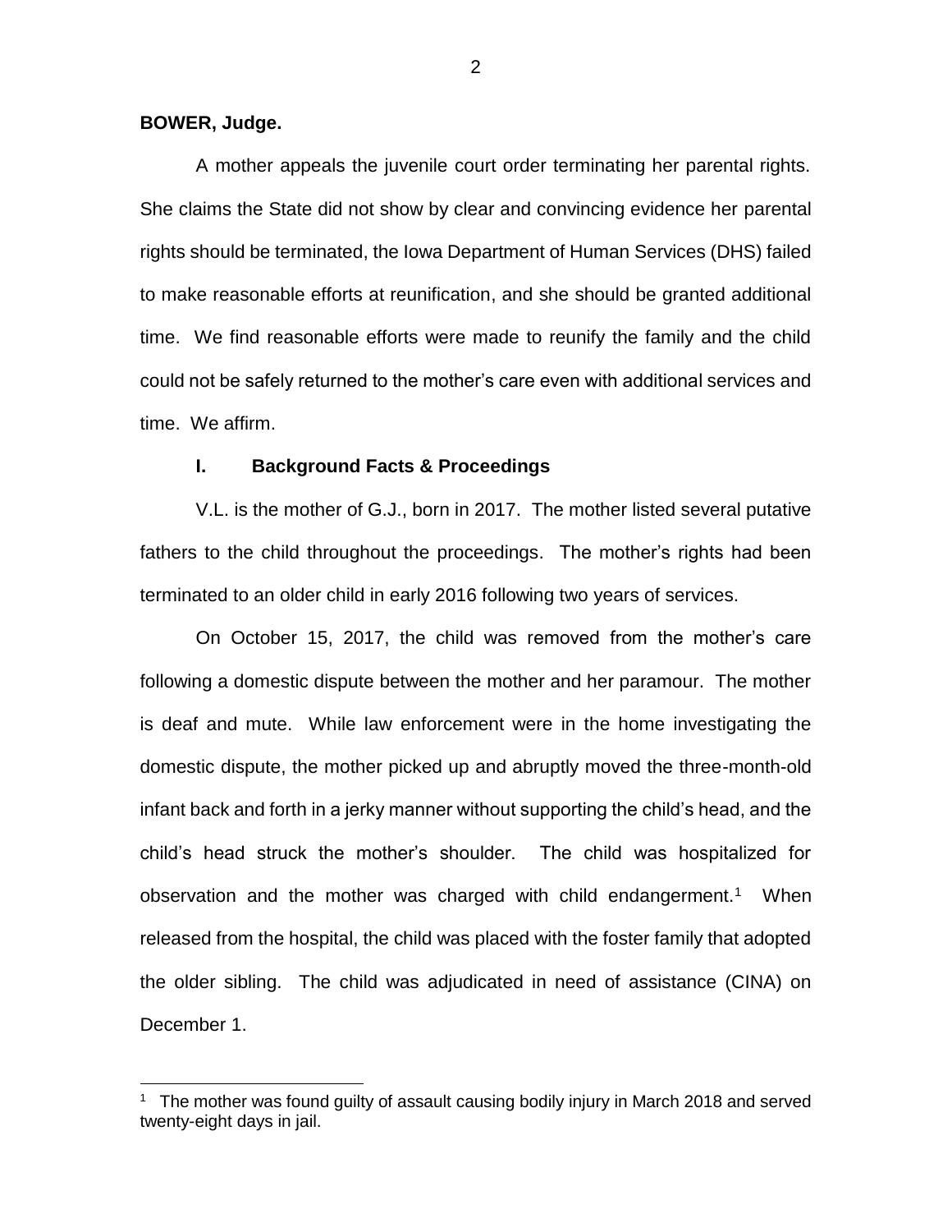**BOWER, Judge.**

A mother appeals the juvenile court order terminating her parental rights. She claims the State did not show by clear and convincing evidence her parental rights should be terminated, the Iowa Department of Human Services (DHS) failed to make reasonable efforts at reunification, and she should be granted additional time. We find reasonable efforts were made to reunify the family and the child could not be safely returned to the mother's care even with additional services and time. We affirm.

## I. Background Facts & Proceedings

V.L. is the mother of G.J., born in 2017. The mother listed several putative fathers to the child throughout the proceedings. The mother's rights had been terminated to an older child in early 2016 following two years of services.

On October 15, 2017, the child was removed from the mother's care following a domestic dispute between the mother and her paramour. The mother is deaf and mute. While law enforcement were in the home investigating the domestic dispute, the mother picked up and abruptly moved the three-month-old infant back and forth in a jerky manner without supporting the child's head, and the child's head struck the mother's shoulder. The child was hospitalized for observation and the mother was charged with child endangerment.[1] When released from the hospital, the child was placed with the foster family that adopted the older sibling. The child was adjudicated in need of assistance (CINA) on December 1.

[1] The mother was found guilty of assault causing bodily injury in March 2018 and served twenty-eight days in jail.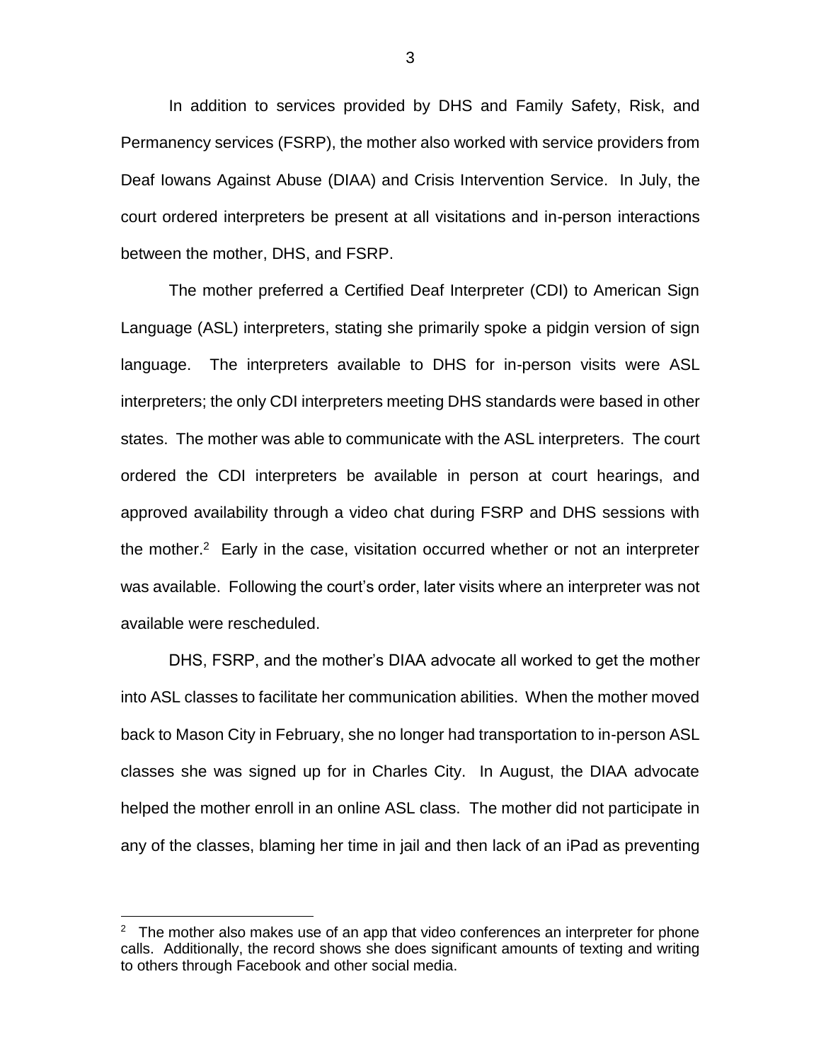In addition to services provided by DHS and Family Safety, Risk, and Permanency services (FSRP), the mother also worked with service providers from Deaf Iowans Against Abuse (DIAA) and Crisis Intervention Service. In July, the court ordered interpreters be present at all visitations and in-person interactions between the mother, DHS, and FSRP.

The mother preferred a Certified Deaf Interpreter (CDI) to American Sign Language (ASL) interpreters, stating she primarily spoke a pidgin version of sign language. The interpreters available to DHS for in-person visits were ASL interpreters; the only CDI interpreters meeting DHS standards were based in other states. The mother was able to communicate with the ASL interpreters. The court ordered the CDI interpreters be available in person at court hearings, and approved availability through a video chat during FSRP and DHS sessions with the mother.[2] Early in the case, visitation occurred whether or not an interpreter was available. Following the court's order, later visits where an interpreter was not available were rescheduled.

DHS, FSRP, and the mother's DIAA advocate all worked to get the mother into ASL classes to facilitate her communication abilities. When the mother moved back to Mason City in February, she no longer had transportation to in-person ASL classes she was signed up for in Charles City. In August, the DIAA advocate helped the mother enroll in an online ASL class. The mother did not participate in any of the classes, blaming her time in jail and then lack of an iPad as preventing

---

[2] The mother also makes use of an app that video conferences an interpreter for phone calls. Additionally, the record shows she does significant amounts of texting and writing to others through Facebook and other social media.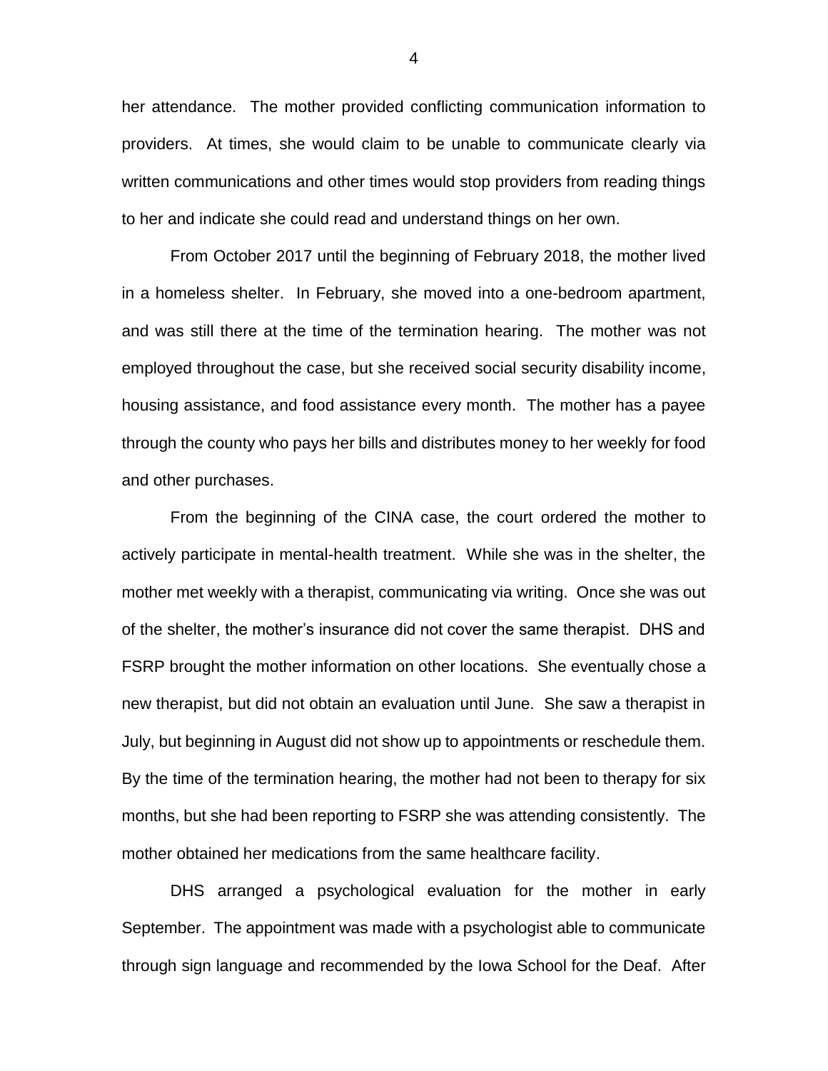her attendance. The mother provided conflicting communication information to providers. At times, she would claim to be unable to communicate clearly via written communications and other times would stop providers from reading things to her and indicate she could read and understand things on her own.

From October 2017 until the beginning of February 2018, the mother lived in a homeless shelter. In February, she moved into a one-bedroom apartment, and was still there at the time of the termination hearing. The mother was not employed throughout the case, but she received social security disability income, housing assistance, and food assistance every month. The mother has a payee through the county who pays her bills and distributes money to her weekly for food and other purchases.

From the beginning of the CINA case, the court ordered the mother to actively participate in mental-health treatment. While she was in the shelter, the mother met weekly with a therapist, communicating via writing. Once she was out of the shelter, the mother's insurance did not cover the same therapist. DHS and FSRP brought the mother information on other locations. She eventually chose a new therapist, but did not obtain an evaluation until June. She saw a therapist in July, but beginning in August did not show up to appointments or reschedule them. By the time of the termination hearing, the mother had not been to therapy for six months, but she had been reporting to FSRP she was attending consistently. The mother obtained her medications from the same healthcare facility.

DHS arranged a psychological evaluation for the mother in early September. The appointment was made with a psychologist able to communicate through sign language and recommended by the Iowa School for the Deaf. After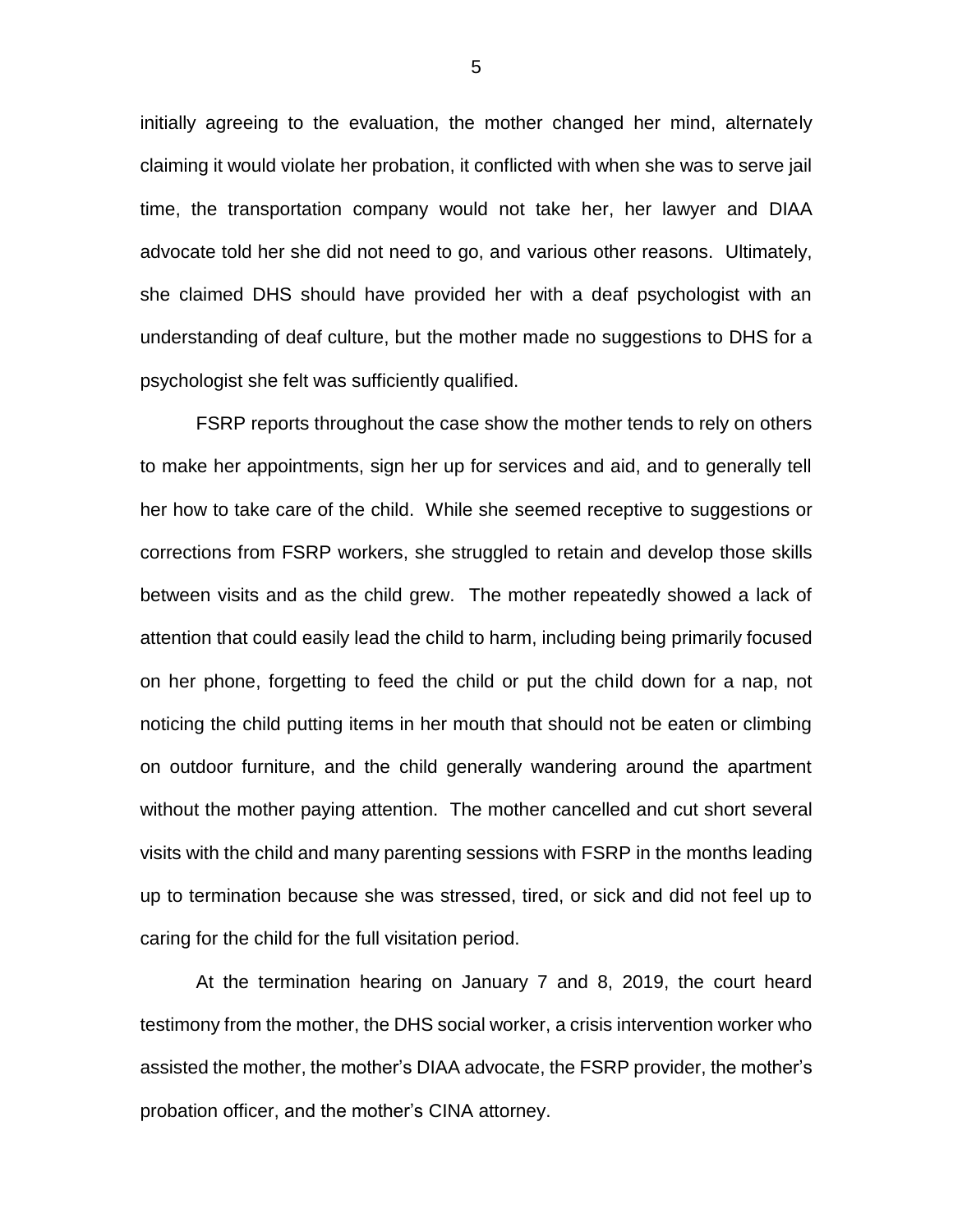initially agreeing to the evaluation, the mother changed her mind, alternately claiming it would violate her probation, it conflicted with when she was to serve jail time, the transportation company would not take her, her lawyer and DIAA advocate told her she did not need to go, and various other reasons. Ultimately, she claimed DHS should have provided her with a deaf psychologist with an understanding of deaf culture, but the mother made no suggestions to DHS for a psychologist she felt was sufficiently qualified.

FSRP reports throughout the case show the mother tends to rely on others to make her appointments, sign her up for services and aid, and to generally tell her how to take care of the child. While she seemed receptive to suggestions or corrections from FSRP workers, she struggled to retain and develop those skills between visits and as the child grew. The mother repeatedly showed a lack of attention that could easily lead the child to harm, including being primarily focused on her phone, forgetting to feed the child or put the child down for a nap, not noticing the child putting items in her mouth that should not be eaten or climbing on outdoor furniture, and the child generally wandering around the apartment without the mother paying attention. The mother cancelled and cut short several visits with the child and many parenting sessions with FSRP in the months leading up to termination because she was stressed, tired, or sick and did not feel up to caring for the child for the full visitation period.

At the termination hearing on January 7 and 8, 2019, the court heard testimony from the mother, the DHS social worker, a crisis intervention worker who assisted the mother, the mother's DIAA advocate, the FSRP provider, the mother's probation officer, and the mother's CINA attorney.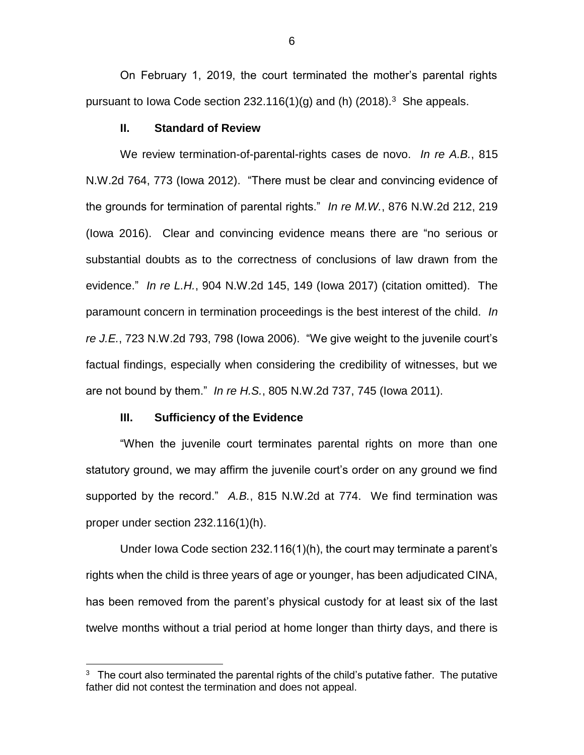On February 1, 2019, the court terminated the mother's parental rights pursuant to Iowa Code section 232.116(1)(g) and (h) (2018).[3] She appeals.

## II. Standard of Review

We review termination-of-parental-rights cases de novo. *In re A.B.*, 815 N.W.2d 764, 773 (Iowa 2012). "There must be clear and convincing evidence of the grounds for termination of parental rights." *In re M.W.*, 876 N.W.2d 212, 219 (Iowa 2016). Clear and convincing evidence means there are "no serious or substantial doubts as to the correctness of conclusions of law drawn from the evidence." *In re L.H.*, 904 N.W.2d 145, 149 (Iowa 2017) (citation omitted). The paramount concern in termination proceedings is the best interest of the child. *In re J.E.*, 723 N.W.2d 793, 798 (Iowa 2006). "We give weight to the juvenile court's factual findings, especially when considering the credibility of witnesses, but we are not bound by them." *In re H.S.*, 805 N.W.2d 737, 745 (Iowa 2011).

## III. Sufficiency of the Evidence

"When the juvenile court terminates parental rights on more than one statutory ground, we may affirm the juvenile court's order on any ground we find supported by the record." *A.B.*, 815 N.W.2d at 774. We find termination was proper under section 232.116(1)(h).

Under Iowa Code section 232.116(1)(h), the court may terminate a parent's rights when the child is three years of age or younger, has been adjudicated CINA, has been removed from the parent's physical custody for at least six of the last twelve months without a trial period at home longer than thirty days, and there is

---

[3] The court also terminated the parental rights of the child's putative father. The putative father did not contest the termination and does not appeal.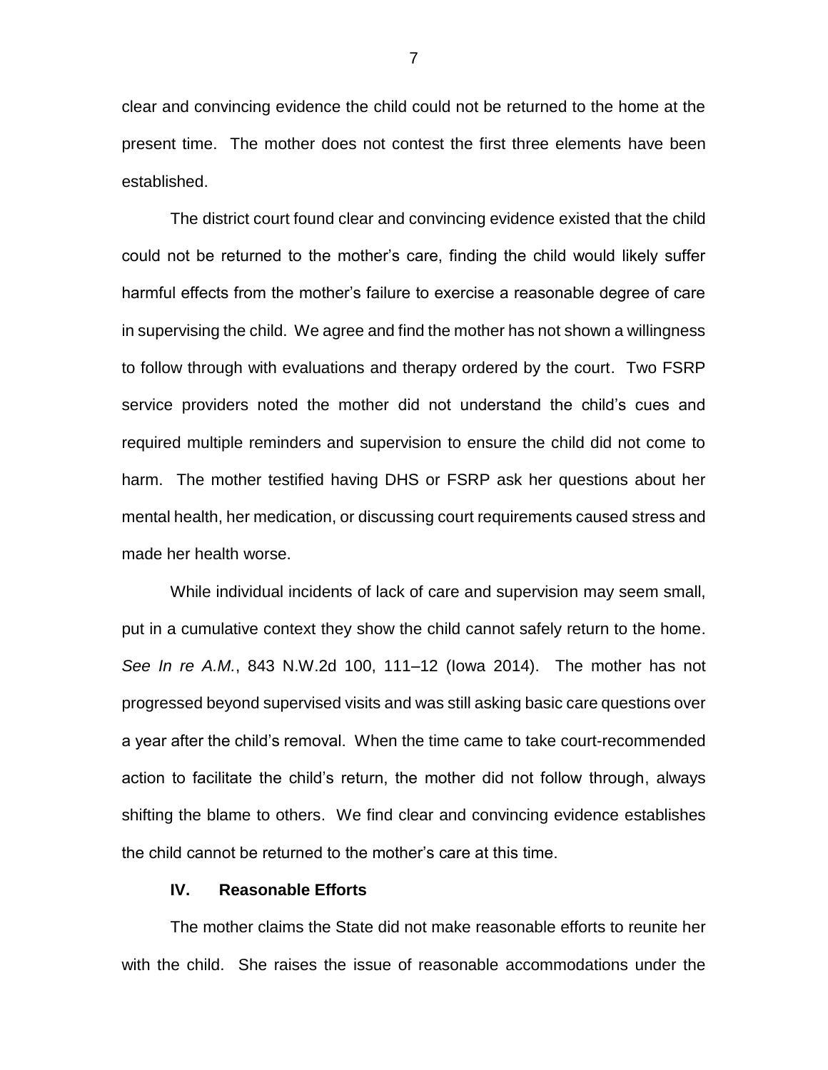clear and convincing evidence the child could not be returned to the home at the present time. The mother does not contest the first three elements have been established.

The district court found clear and convincing evidence existed that the child could not be returned to the mother's care, finding the child would likely suffer harmful effects from the mother's failure to exercise a reasonable degree of care in supervising the child. We agree and find the mother has not shown a willingness to follow through with evaluations and therapy ordered by the court. Two FSRP service providers noted the mother did not understand the child's cues and required multiple reminders and supervision to ensure the child did not come to harm. The mother testified having DHS or FSRP ask her questions about her mental health, her medication, or discussing court requirements caused stress and made her health worse.

While individual incidents of lack of care and supervision may seem small, put in a cumulative context they show the child cannot safely return to the home. *See In re A.M.*, 843 N.W.2d 100, 111–12 (Iowa 2014). The mother has not progressed beyond supervised visits and was still asking basic care questions over a year after the child's removal. When the time came to take court-recommended action to facilitate the child's return, the mother did not follow through, always shifting the blame to others. We find clear and convincing evidence establishes the child cannot be returned to the mother's care at this time.

## IV. Reasonable Efforts

The mother claims the State did not make reasonable efforts to reunite her with the child. She raises the issue of reasonable accommodations under the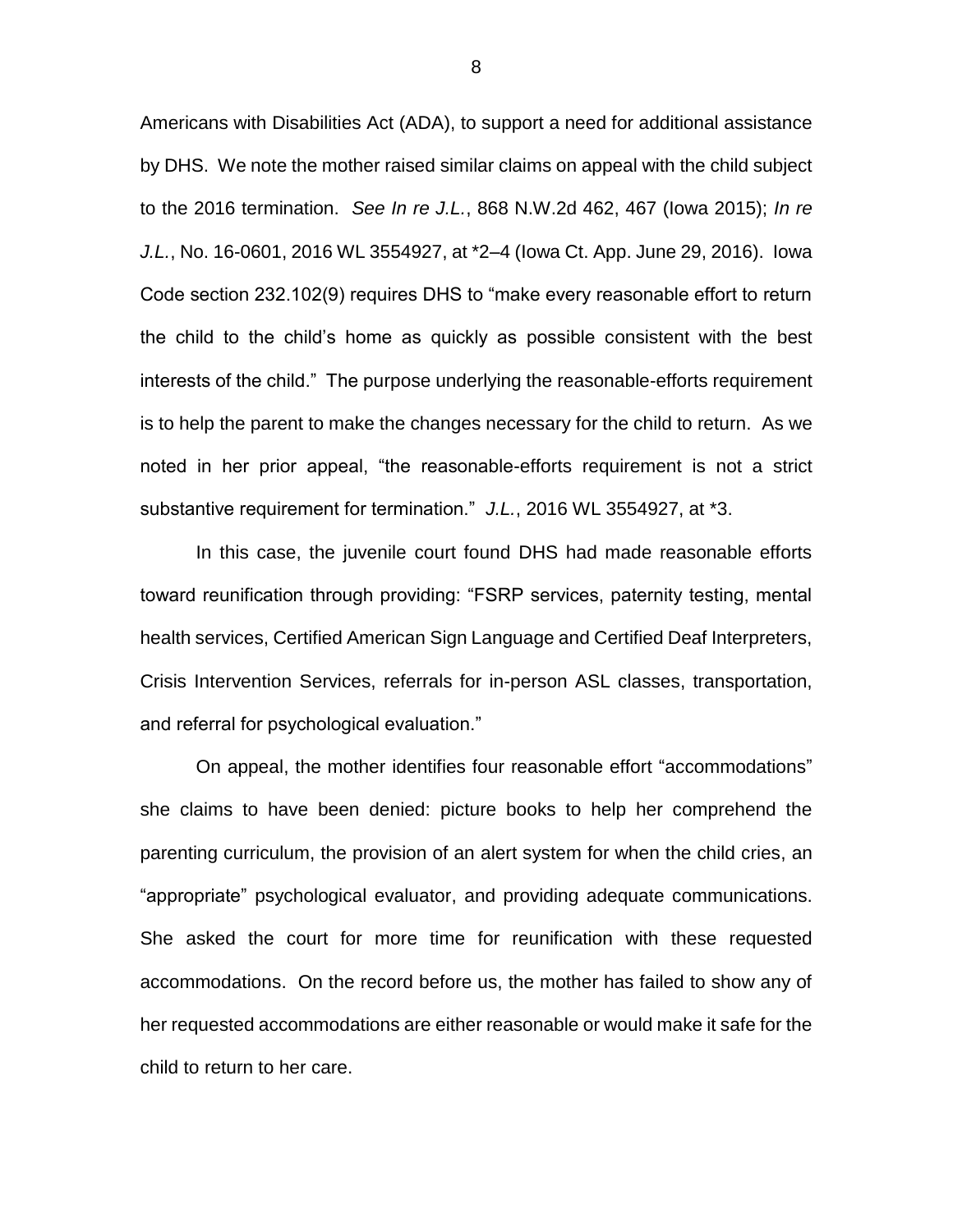Americans with Disabilities Act (ADA), to support a need for additional assistance by DHS. We note the mother raised similar claims on appeal with the child subject to the 2016 termination. *See In re J.L.*, 868 N.W.2d 462, 467 (Iowa 2015); *In re J.L.*, No. 16-0601, 2016 WL 3554927, at *2–4 (Iowa Ct. App. June 29, 2016). Iowa Code section 232.102(9) requires DHS to "make every reasonable effort to return the child to the child's home as quickly as possible consistent with the best interests of the child." The purpose underlying the reasonable-efforts requirement is to help the parent to make the changes necessary for the child to return. As we noted in her prior appeal, "the reasonable-efforts requirement is not a strict substantive requirement for termination." *J.L.*, 2016 WL 3554927, at *3.

In this case, the juvenile court found DHS had made reasonable efforts toward reunification through providing: "FSRP services, paternity testing, mental health services, Certified American Sign Language and Certified Deaf Interpreters, Crisis Intervention Services, referrals for in-person ASL classes, transportation, and referral for psychological evaluation."

On appeal, the mother identifies four reasonable effort "accommodations" she claims to have been denied: picture books to help her comprehend the parenting curriculum, the provision of an alert system for when the child cries, an "appropriate" psychological evaluator, and providing adequate communications. She asked the court for more time for reunification with these requested accommodations. On the record before us, the mother has failed to show any of her requested accommodations are either reasonable or would make it safe for the child to return to her care.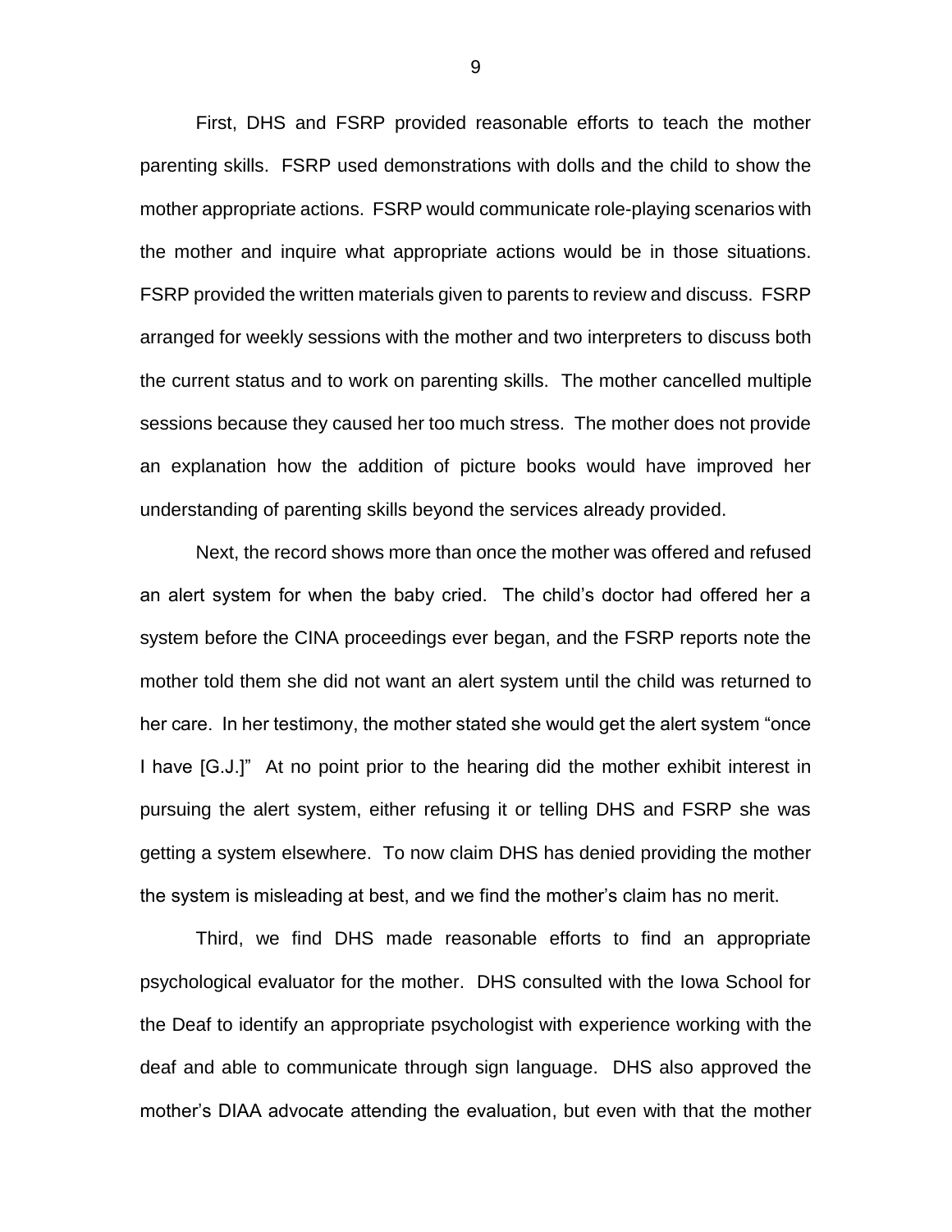First, DHS and FSRP provided reasonable efforts to teach the mother parenting skills. FSRP used demonstrations with dolls and the child to show the mother appropriate actions. FSRP would communicate role-playing scenarios with the mother and inquire what appropriate actions would be in those situations. FSRP provided the written materials given to parents to review and discuss. FSRP arranged for weekly sessions with the mother and two interpreters to discuss both the current status and to work on parenting skills. The mother cancelled multiple sessions because they caused her too much stress. The mother does not provide an explanation how the addition of picture books would have improved her understanding of parenting skills beyond the services already provided.

Next, the record shows more than once the mother was offered and refused an alert system for when the baby cried. The child's doctor had offered her a system before the CINA proceedings ever began, and the FSRP reports note the mother told them she did not want an alert system until the child was returned to her care. In her testimony, the mother stated she would get the alert system "once I have [G.J.]" At no point prior to the hearing did the mother exhibit interest in pursuing the alert system, either refusing it or telling DHS and FSRP she was getting a system elsewhere. To now claim DHS has denied providing the mother the system is misleading at best, and we find the mother's claim has no merit.

Third, we find DHS made reasonable efforts to find an appropriate psychological evaluator for the mother. DHS consulted with the Iowa School for the Deaf to identify an appropriate psychologist with experience working with the deaf and able to communicate through sign language. DHS also approved the mother's DIAA advocate attending the evaluation, but even with that the mother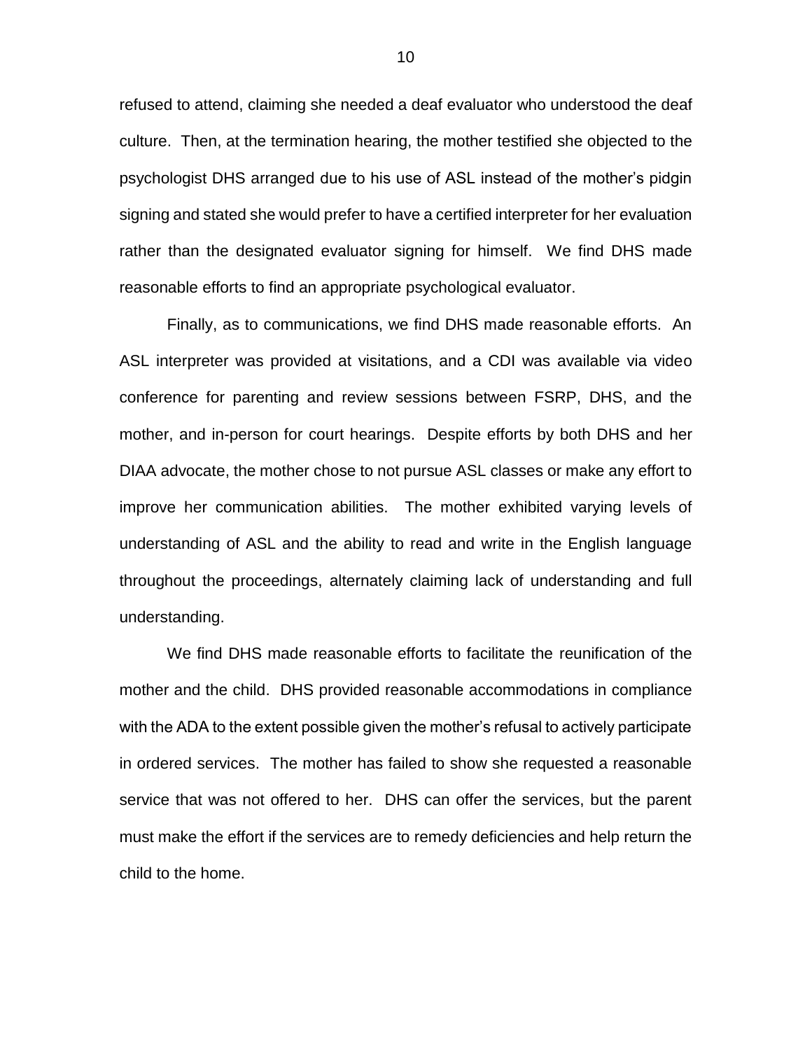refused to attend, claiming she needed a deaf evaluator who understood the deaf culture. Then, at the termination hearing, the mother testified she objected to the psychologist DHS arranged due to his use of ASL instead of the mother's pidgin signing and stated she would prefer to have a certified interpreter for her evaluation rather than the designated evaluator signing for himself. We find DHS made reasonable efforts to find an appropriate psychological evaluator.

Finally, as to communications, we find DHS made reasonable efforts. An ASL interpreter was provided at visitations, and a CDI was available via video conference for parenting and review sessions between FSRP, DHS, and the mother, and in-person for court hearings. Despite efforts by both DHS and her DIAA advocate, the mother chose to not pursue ASL classes or make any effort to improve her communication abilities. The mother exhibited varying levels of understanding of ASL and the ability to read and write in the English language throughout the proceedings, alternately claiming lack of understanding and full understanding.

We find DHS made reasonable efforts to facilitate the reunification of the mother and the child. DHS provided reasonable accommodations in compliance with the ADA to the extent possible given the mother's refusal to actively participate in ordered services. The mother has failed to show she requested a reasonable service that was not offered to her. DHS can offer the services, but the parent must make the effort if the services are to remedy deficiencies and help return the child to the home.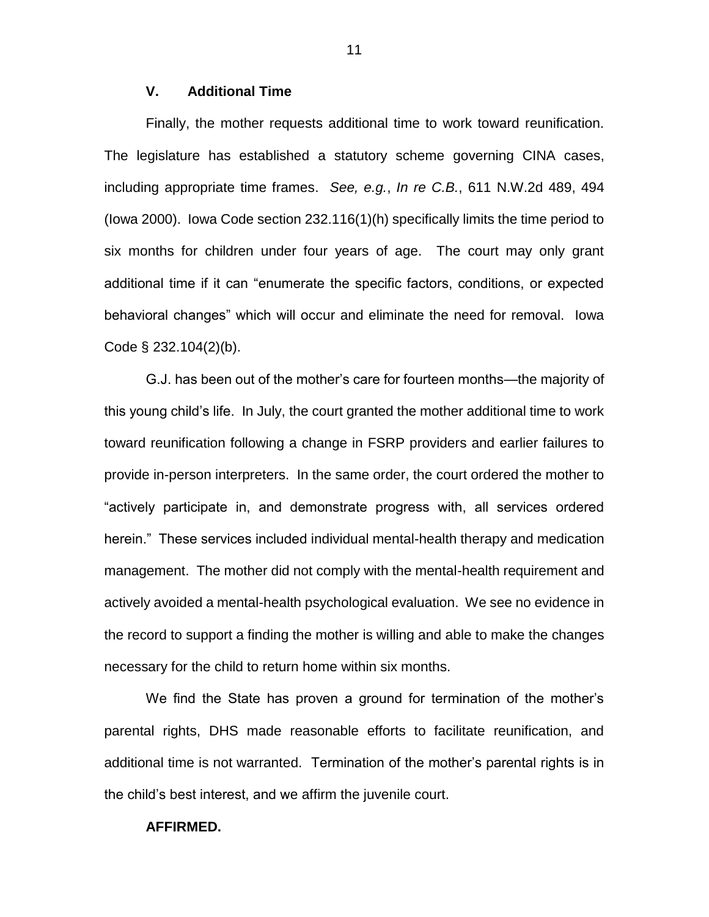## V. Additional Time

Finally, the mother requests additional time to work toward reunification. The legislature has established a statutory scheme governing CINA cases, including appropriate time frames. *See, e.g.*, *In re C.B.*, 611 N.W.2d 489, 494 (Iowa 2000). Iowa Code section 232.116(1)(h) specifically limits the time period to six months for children under four years of age. The court may only grant additional time if it can "enumerate the specific factors, conditions, or expected behavioral changes" which will occur and eliminate the need for removal. Iowa Code § 232.104(2)(b).

G.J. has been out of the mother's care for fourteen months—the majority of this young child's life. In July, the court granted the mother additional time to work toward reunification following a change in FSRP providers and earlier failures to provide in-person interpreters. In the same order, the court ordered the mother to "actively participate in, and demonstrate progress with, all services ordered herein." These services included individual mental-health therapy and medication management. The mother did not comply with the mental-health requirement and actively avoided a mental-health psychological evaluation. We see no evidence in the record to support a finding the mother is willing and able to make the changes necessary for the child to return home within six months.

We find the State has proven a ground for termination of the mother's parental rights, DHS made reasonable efforts to facilitate reunification, and additional time is not warranted. Termination of the mother's parental rights is in the child's best interest, and we affirm the juvenile court.

**AFFIRMED.**